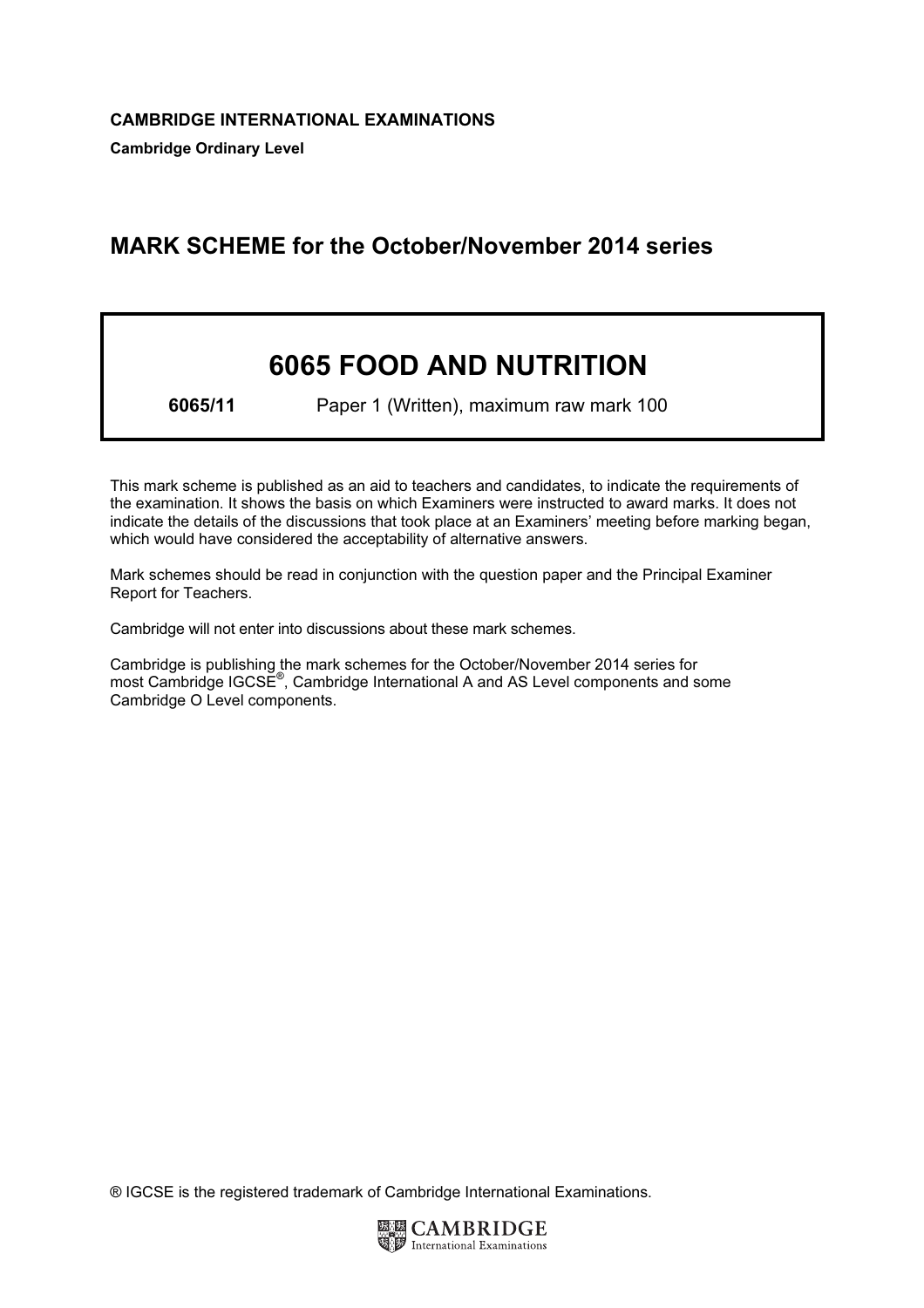**CAMBRIDGE INTERNATIONAL EXAMINATIONS**

**Cambridge Ordinary Level**

## MARK SCHEME for the October/November 2014 series

# 6065 FOOD AND NUTRITION

**6065/11** Paper 1 (Written), maximum raw mark 100

This mark scheme is published as an aid to teachers and candidates, to indicate the requirements of the examination. It shows the basis on which Examiners were instructed to award marks. It does not indicate the details of the discussions that took place at an Examiners' meeting before marking began, which would have considered the acceptability of alternative answers.

Mark schemes should be read in conjunction with the question paper and the Principal Examiner Report for Teachers.

Cambridge will not enter into discussions about these mark schemes.

Cambridge is publishing the mark schemes for the October/November 2014 series for most Cambridge IGCSE®, Cambridge International A and AS Level components and some Cambridge O Level components.

® IGCSE is the registered trademark of Cambridge International Examinations.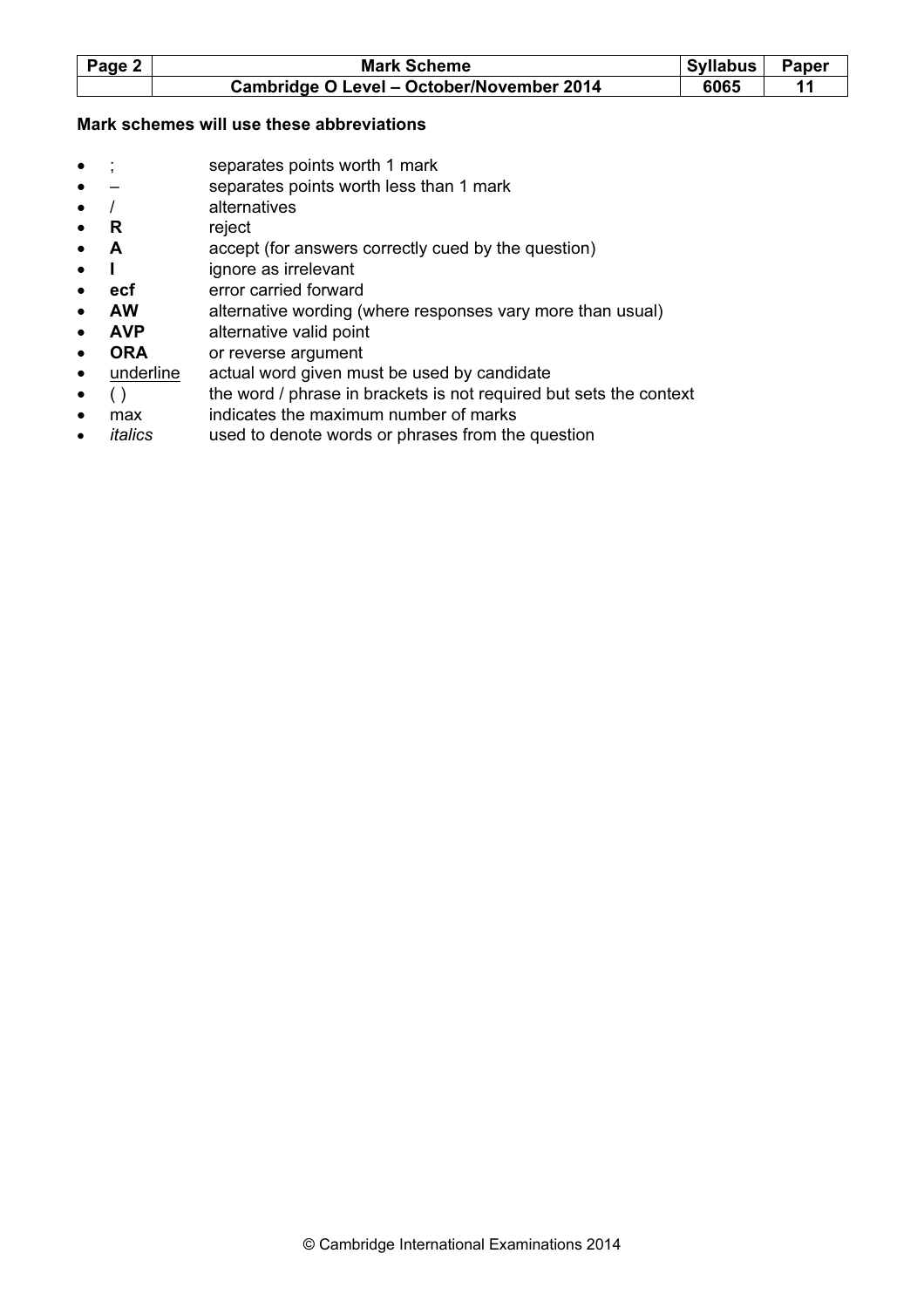**Mark schemes will use these abbreviations**

- ; separates points worth 1 mark
- – separates points worth less than 1 mark
- / alternatives
- **R** reject
- **A** accept (for answers correctly cued by the question)
- **I** ignore as irrelevant
- **ecf** error carried forward
- **AW** alternative wording (where responses vary more than usual)
- **AVP** alternative valid point
- **ORA** or reverse argument
- <u>underline</u> actual word given must be used by candidate
- ( ) the word / phrase in brackets is not required but sets the context
- max indicates the maximum number of marks
- *italics* used to denote words or phrases from the question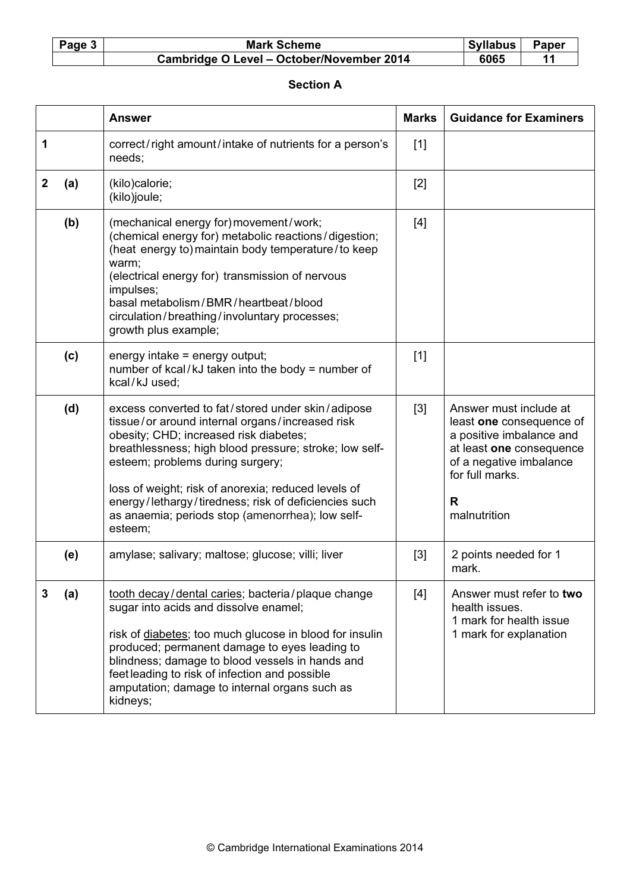## Section A

| | | Answer | Marks | Guidance for Examiners |
|---|---|---|---|---|
| 1 | | correct/right amount/intake of nutrients for a person's needs; | [1] | |
| 2 | (a) | (kilo)calorie;<br>(kilo)joule; | [2] | |
| | (b) | (mechanical energy for) movement/work;<br>(chemical energy for) metabolic reactions/digestion;<br>(heat energy to) maintain body temperature/to keep warm;<br>(electrical energy for) transmission of nervous impulses;<br>basal metabolism/BMR/heartbeat/blood circulation/breathing/involuntary processes;<br>growth plus example; | [4] | |
| | (c) | energy intake = energy output;<br>number of kcal/kJ taken into the body = number of kcal/kJ used; | [1] | |
| | (d) | excess converted to fat/stored under skin/adipose tissue/or around internal organs/increased risk obesity; CHD; increased risk diabetes; breathlessness; high blood pressure; stroke; low self-esteem; problems during surgery;<br><br>loss of weight; risk of anorexia; reduced levels of energy/lethargy/tiredness; risk of deficiencies such as anaemia; periods stop (amenorrhea); low self-esteem; | [3] | Answer must include at least **one** consequence of a positive imbalance and at least **one** consequence of a negative imbalance for full marks.<br><br>**R**<br>malnutrition |
| | (e) | amylase; salivary; maltose; glucose; villi; liver | [3] | 2 points needed for 1 mark. |
| 3 | (a) | <u>tooth decay/dental caries</u>; bacteria/plaque change sugar into acids and dissolve enamel;<br><br>risk of <u>diabetes</u>; too much glucose in blood for insulin produced; permanent damage to eyes leading to blindness; damage to blood vessels in hands and feet leading to risk of infection and possible amputation; damage to internal organs such as kidneys; | [4] | Answer must refer to **two** health issues.<br>1 mark for health issue<br>1 mark for explanation |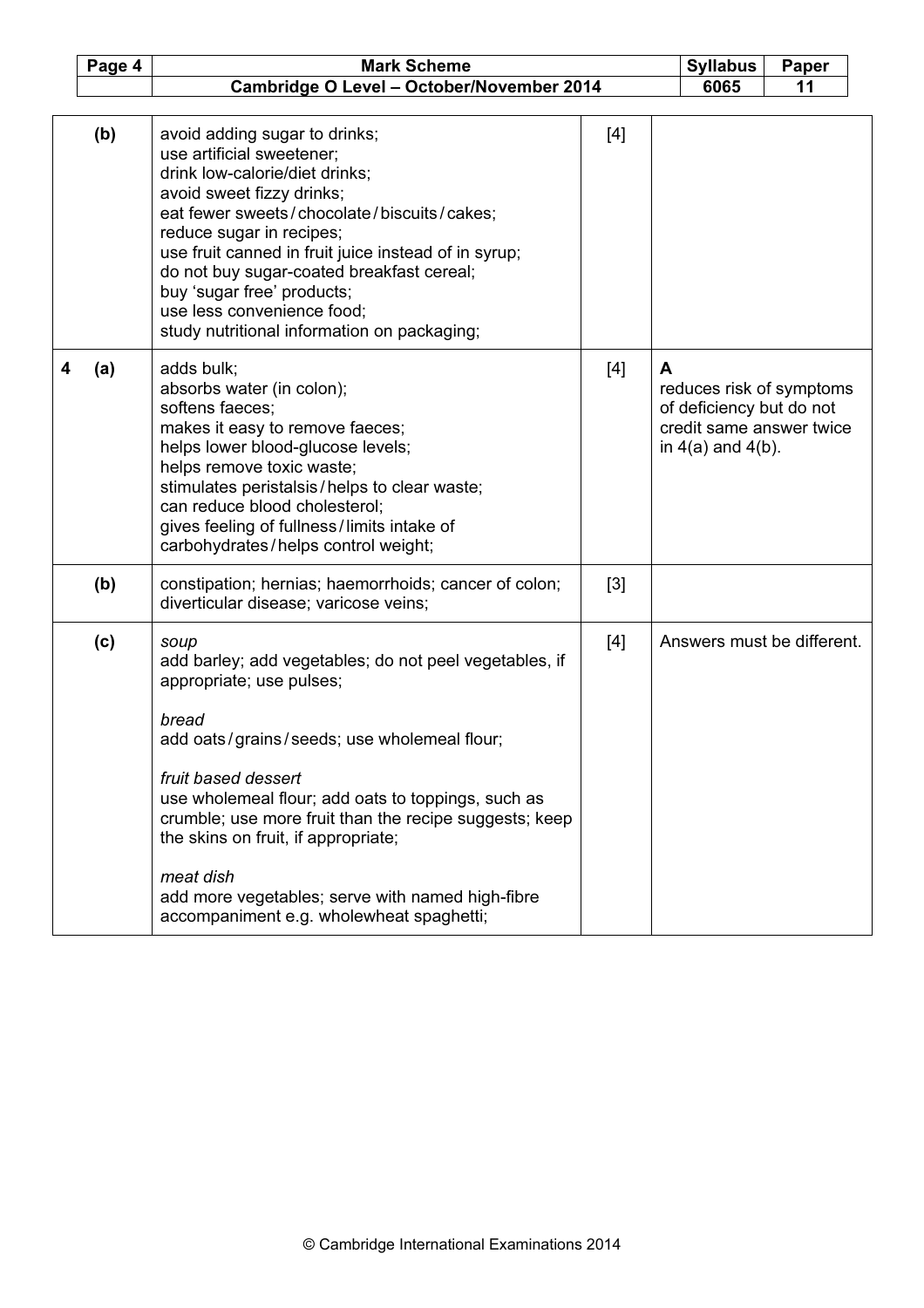| | | | | |
|---|---|---|---|---|
| | (b) | avoid adding sugar to drinks;<br>use artificial sweetener;<br>drink low-calorie/diet drinks;<br>avoid sweet fizzy drinks;<br>eat fewer sweets / chocolate / biscuits / cakes;<br>reduce sugar in recipes;<br>use fruit canned in fruit juice instead of in syrup;<br>do not buy sugar-coated breakfast cereal;<br>buy 'sugar free' products;<br>use less convenience food;<br>study nutritional information on packaging; | [4] | |
| 4 | (a) | adds bulk;<br>absorbs water (in colon);<br>softens faeces;<br>makes it easy to remove faeces;<br>helps lower blood-glucose levels;<br>helps remove toxic waste;<br>stimulates peristalsis / helps to clear waste;<br>can reduce blood cholesterol;<br>gives feeling of fullness / limits intake of carbohydrates / helps control weight; | [4] | **A**<br>reduces risk of symptoms of deficiency but do not credit same answer twice in 4(a) and 4(b). |
| | (b) | constipation; hernias; haemorrhoids; cancer of colon; diverticular disease; varicose veins; | [3] | |
| | (c) | *soup*<br>add barley; add vegetables; do not peel vegetables, if appropriate; use pulses;<br><br>*bread*<br>add oats / grains / seeds; use wholemeal flour;<br><br>*fruit based dessert*<br>use wholemeal flour; add oats to toppings, such as crumble; use more fruit than the recipe suggests; keep the skins on fruit, if appropriate;<br><br>*meat dish*<br>add more vegetables; serve with named high-fibre accompaniment e.g. wholewheat spaghetti; | [4] | Answers must be different. |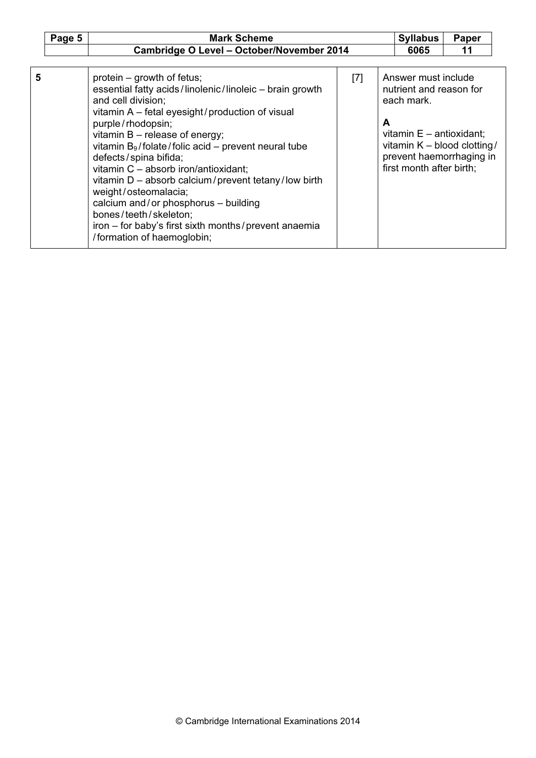| | | | |
|---|---|---|---|
| 5 | protein – growth of fetus;<br>essential fatty acids / linolenic / linoleic – brain growth and cell division;<br>vitamin A – fetal eyesight / production of visual purple / rhodopsin;<br>vitamin B – release of energy;<br>vitamin $B_9$ / folate / folic acid – prevent neural tube defects / spina bifida;<br>vitamin C – absorb iron/antioxidant;<br>vitamin D – absorb calcium / prevent tetany / low birth weight / osteomalacia;<br>calcium and / or phosphorus – building bones / teeth / skeleton;<br>iron – for baby's first sixth months / prevent anaemia / formation of haemoglobin; | [7] | Answer must include nutrient and reason for each mark.<br><br>**A**<br>vitamin E – antioxidant;<br>vitamin K – blood clotting / prevent haemorrhaging in first month after birth; |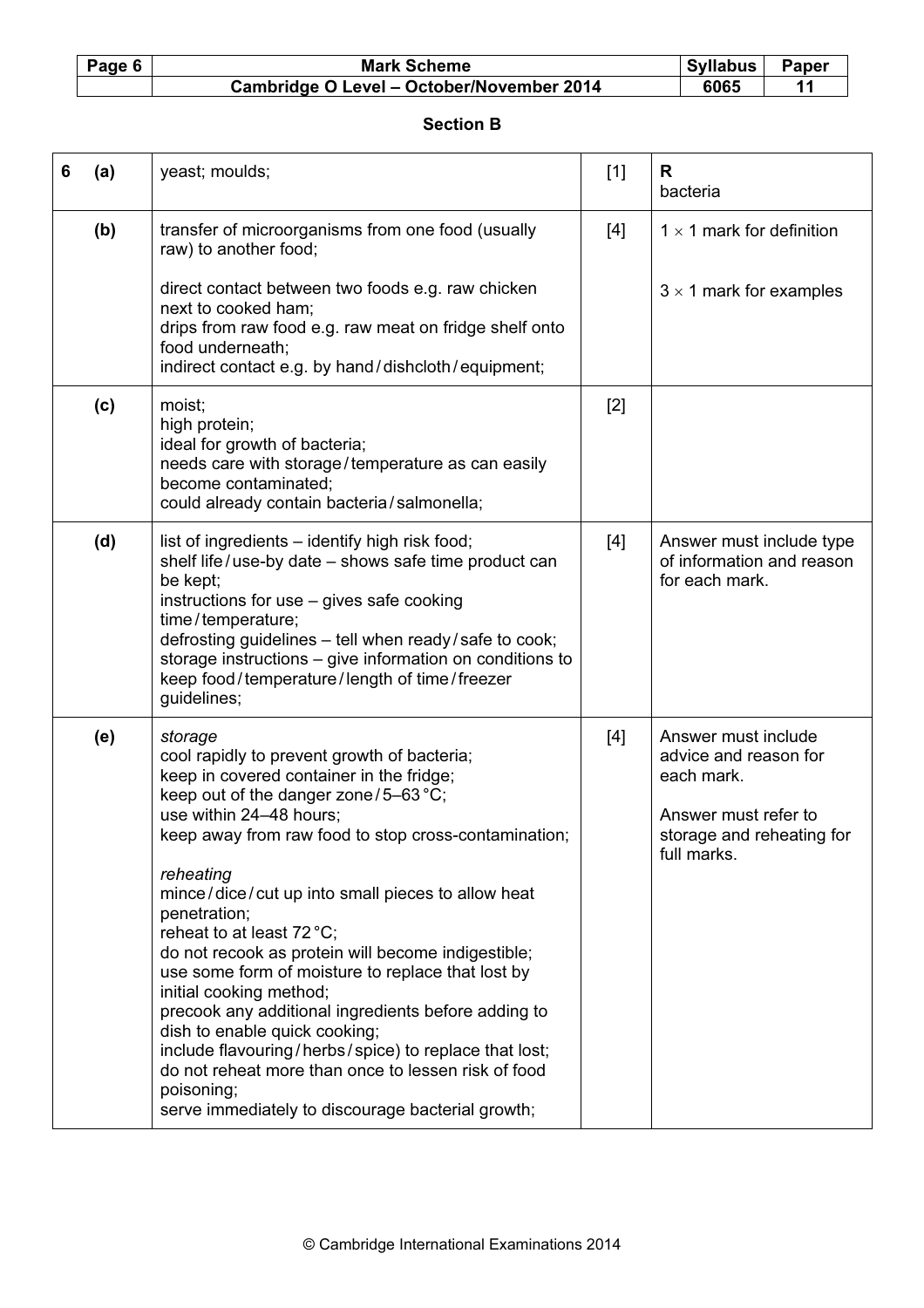## Section B

| | | | | |
|---|---|---|---|---|
| **6** | **(a)** | yeast; moulds; | [1] | **R** bacteria |
| | **(b)** | transfer of microorganisms from one food (usually raw) to another food;<br><br>direct contact between two foods e.g. raw chicken next to cooked ham;<br>drips from raw food e.g. raw meat on fridge shelf onto food underneath;<br>indirect contact e.g. by hand / dishcloth / equipment; | [4] | 1 × 1 mark for definition<br><br>3 × 1 mark for examples |
| | **(c)** | moist;<br>high protein;<br>ideal for growth of bacteria;<br>needs care with storage / temperature as can easily become contaminated;<br>could already contain bacteria / salmonella; | [2] | |
| | **(d)** | list of ingredients – identify high risk food;<br>shelf life / use-by date – shows safe time product can be kept;<br>instructions for use – gives safe cooking time / temperature;<br>defrosting guidelines – tell when ready / safe to cook;<br>storage instructions – give information on conditions to keep food / temperature / length of time / freezer guidelines; | [4] | Answer must include type of information and reason for each mark. |
| | **(e)** | *storage*<br>cool rapidly to prevent growth of bacteria;<br>keep in covered container in the fridge;<br>keep out of the danger zone / 5–63 °C;<br>use within 24–48 hours;<br>keep away from raw food to stop cross-contamination;<br><br>*reheating*<br>mince / dice / cut up into small pieces to allow heat penetration;<br>reheat to at least 72 °C;<br>do not recook as protein will become indigestible;<br>use some form of moisture to replace that lost by initial cooking method;<br>precook any additional ingredients before adding to dish to enable quick cooking;<br>include flavouring / herbs / spice) to replace that lost;<br>do not reheat more than once to lessen risk of food poisoning;<br>serve immediately to discourage bacterial growth; | [4] | Answer must include advice and reason for each mark.<br><br>Answer must refer to storage and reheating for full marks. |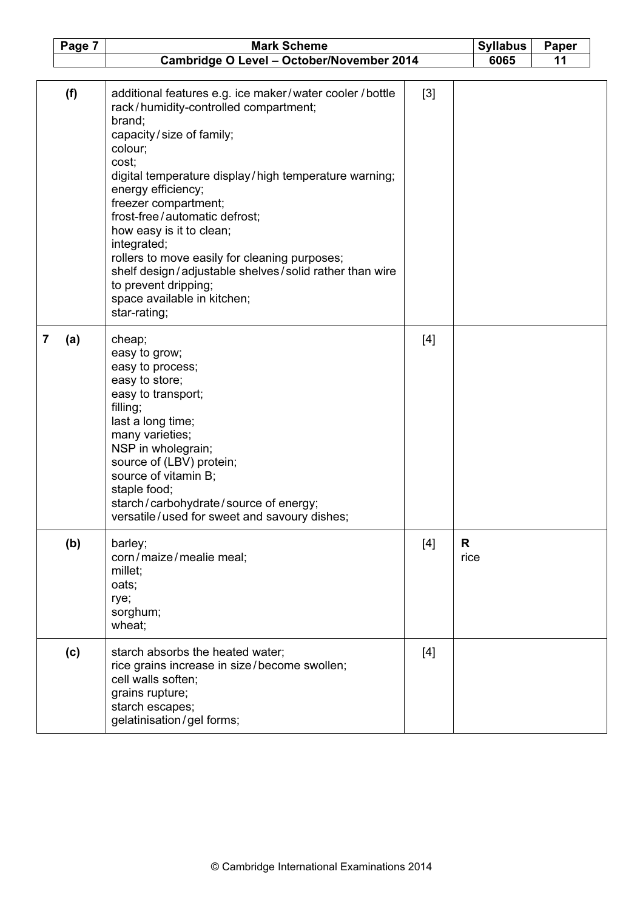| | | | | |
|---|---|---|---|---|
| | (f) | additional features e.g. ice maker / water cooler / bottle rack / humidity-controlled compartment;<br>brand;<br>capacity / size of family;<br>colour;<br>cost;<br>digital temperature display / high temperature warning;<br>energy efficiency;<br>freezer compartment;<br>frost-free / automatic defrost;<br>how easy is it to clean;<br>integrated;<br>rollers to move easily for cleaning purposes;<br>shelf design / adjustable shelves / solid rather than wire to prevent dripping;<br>space available in kitchen;<br>star-rating; | [3] | |
| 7 | (a) | cheap;<br>easy to grow;<br>easy to process;<br>easy to store;<br>easy to transport;<br>filling;<br>last a long time;<br>many varieties;<br>NSP in wholegrain;<br>source of (LBV) protein;<br>source of vitamin B;<br>staple food;<br>starch / carbohydrate / source of energy;<br>versatile / used for sweet and savoury dishes; | [4] | |
| | (b) | barley;<br>corn / maize / mealie meal;<br>millet;<br>oats;<br>rye;<br>sorghum;<br>wheat; | [4] | **R**<br>rice |
| | (c) | starch absorbs the heated water;<br>rice grains increase in size / become swollen;<br>cell walls soften;<br>grains rupture;<br>starch escapes;<br>gelatinisation / gel forms; | [4] | |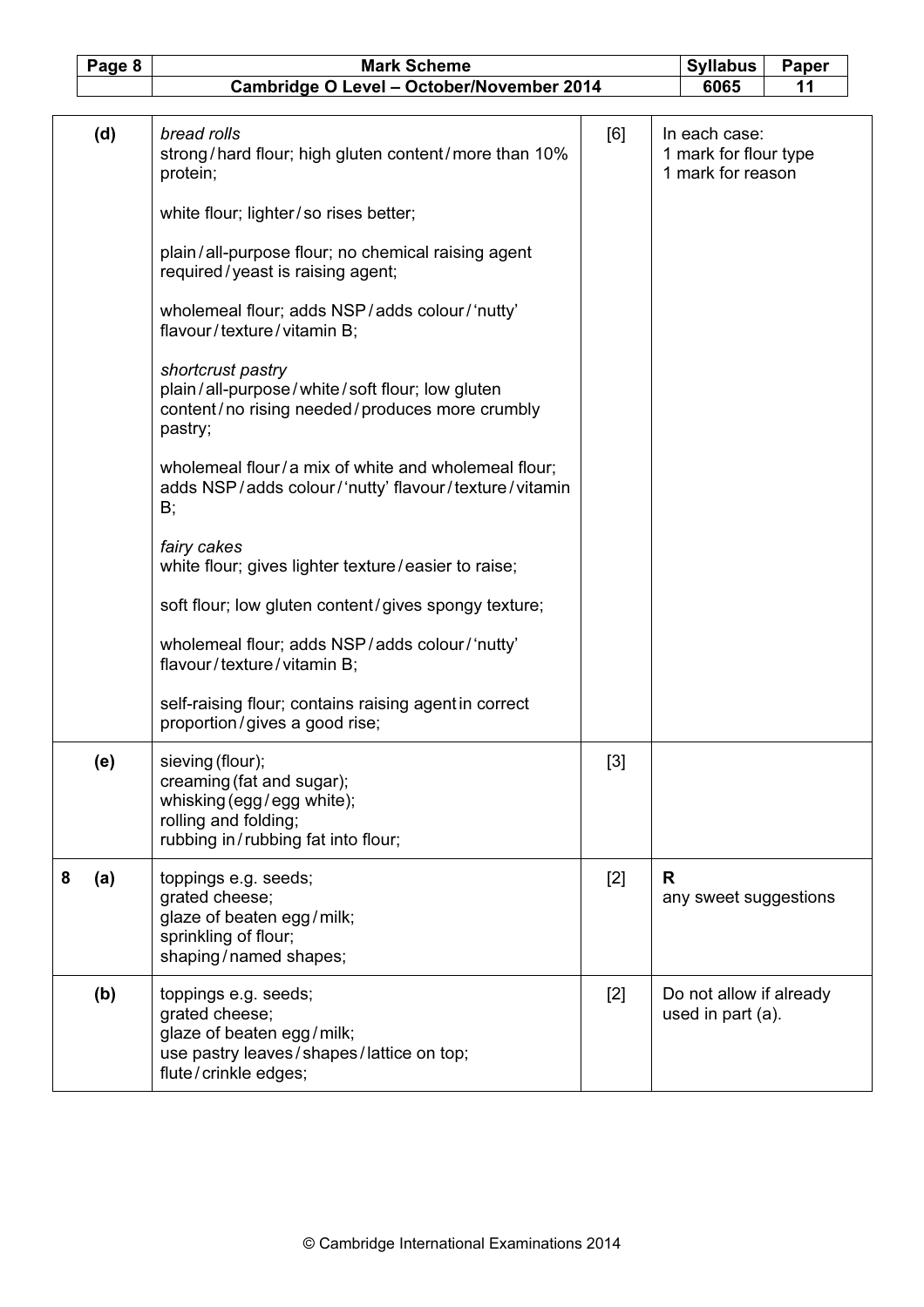| | | | | |
|---|---|---|---|---|
| | (d) | *bread rolls*<br>strong / hard flour; high gluten content / more than 10% protein;<br><br>white flour; lighter / so rises better;<br><br>plain / all-purpose flour; no chemical raising agent required / yeast is raising agent;<br><br>wholemeal flour; adds NSP / adds colour / 'nutty' flavour / texture / vitamin B;<br><br>*shortcrust pastry*<br>plain / all-purpose / white / soft flour; low gluten content / no rising needed / produces more crumbly pastry;<br><br>wholemeal flour / a mix of white and wholemeal flour; adds NSP / adds colour / 'nutty' flavour / texture / vitamin B;<br><br>*fairy cakes*<br>white flour; gives lighter texture / easier to raise;<br><br>soft flour; low gluten content / gives spongy texture;<br><br>wholemeal flour; adds NSP / adds colour / 'nutty' flavour / texture / vitamin B;<br><br>self-raising flour; contains raising agent in correct proportion / gives a good rise; | [6] | In each case:<br>1 mark for flour type<br>1 mark for reason |
| | (e) | sieving (flour);<br>creaming (fat and sugar);<br>whisking (egg / egg white);<br>rolling and folding;<br>rubbing in / rubbing fat into flour; | [3] | |
| 8 | (a) | toppings e.g. seeds;<br>grated cheese;<br>glaze of beaten egg / milk;<br>sprinkling of flour;<br>shaping / named shapes; | [2] | **R**<br>any sweet suggestions |
| | (b) | toppings e.g. seeds;<br>grated cheese;<br>glaze of beaten egg / milk;<br>use pastry leaves / shapes / lattice on top;<br>flute / crinkle edges; | [2] | Do not allow if already used in part (a). |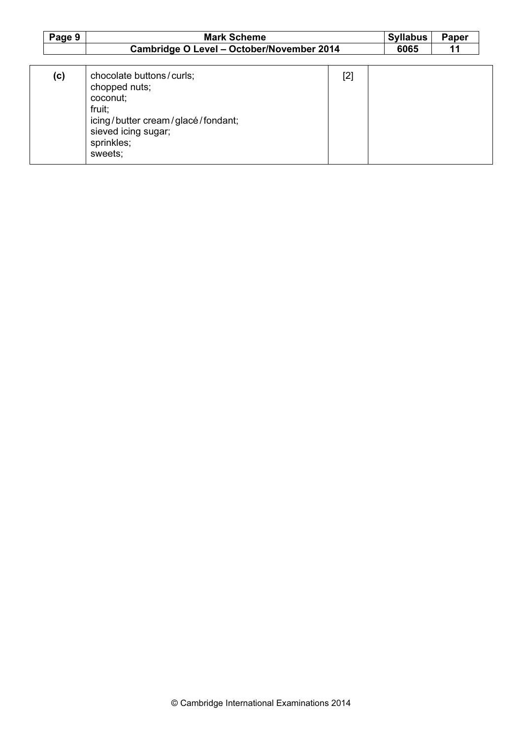| | | | |
|---|---|---|---|
| (c) | chocolate buttons / curls;<br>chopped nuts;<br>coconut;<br>fruit;<br>icing / butter cream / glacé / fondant;<br>sieved icing sugar;<br>sprinkles;<br>sweets; | [2] | |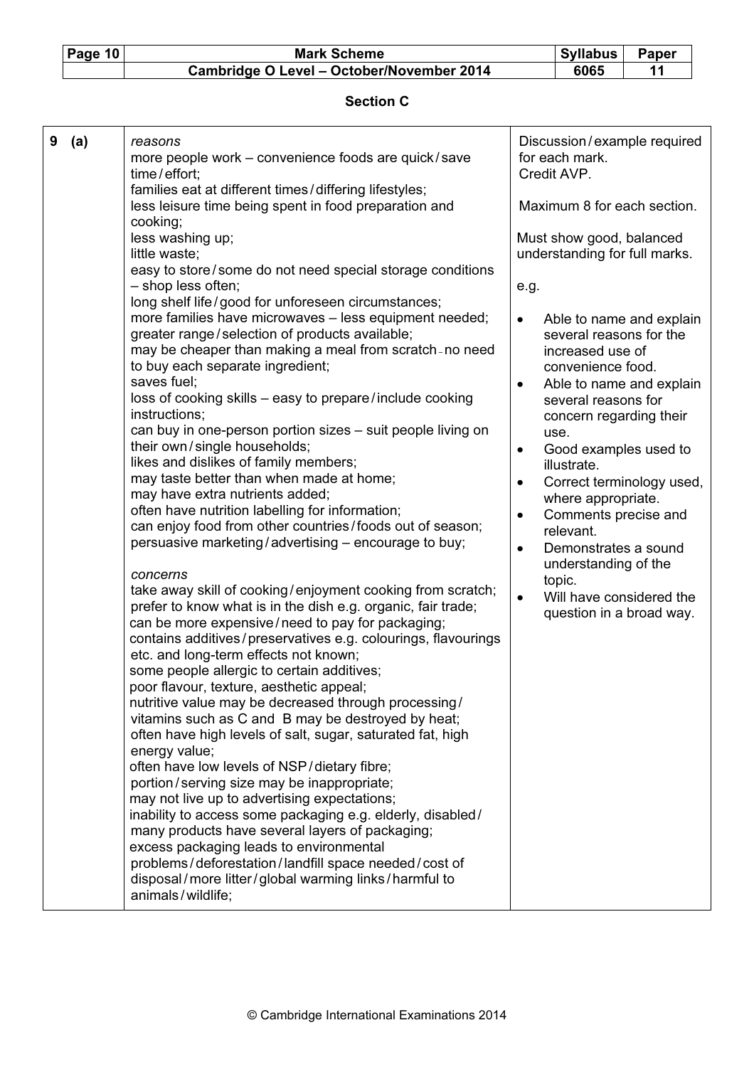## Section C

| | | | |
|---|---|---|---|
| 9 | (a) | *reasons*<br>more people work – convenience foods are quick / save time / effort;<br>families eat at different times / differing lifestyles;<br>less leisure time being spent in food preparation and cooking;<br>less washing up;<br>little waste;<br>easy to store / some do not need special storage conditions – shop less often;<br>long shelf life / good for unforeseen circumstances;<br>more families have microwaves – less equipment needed;<br>greater range / selection of products available;<br>may be cheaper than making a meal from scratch - no need to buy each separate ingredient;<br>saves fuel;<br>loss of cooking skills – easy to prepare / include cooking instructions;<br>can buy in one-person portion sizes – suit people living on their own / single households;<br>likes and dislikes of family members;<br>may taste better than when made at home;<br>may have extra nutrients added;<br>often have nutrition labelling for information;<br>can enjoy food from other countries / foods out of season;<br>persuasive marketing / advertising – encourage to buy;<br><br>*concerns*<br>take away skill of cooking / enjoyment cooking from scratch;<br>prefer to know what is in the dish e.g. organic, fair trade;<br>can be more expensive / need to pay for packaging;<br>contains additives / preservatives e.g. colourings, flavourings etc. and long-term effects not known;<br>some people allergic to certain additives;<br>poor flavour, texture, aesthetic appeal;<br>nutritive value may be decreased through processing / vitamins such as C and B may be destroyed by heat;<br>often have high levels of salt, sugar, saturated fat, high energy value;<br>often have low levels of NSP / dietary fibre;<br>portion / serving size may be inappropriate;<br>may not live up to advertising expectations;<br>inability to access some packaging e.g. elderly, disabled / many products have several layers of packaging;<br>excess packaging leads to environmental problems / deforestation / landfill space needed / cost of disposal / more litter / global warming links / harmful to animals / wildlife; | Discussion / example required for each mark.<br>Credit AVP.<br><br>Maximum 8 for each section.<br><br>Must show good, balanced understanding for full marks.<br><br>e.g.<br><br>• Able to name and explain several reasons for the increased use of convenience food.<br>• Able to name and explain several reasons for concern regarding their use.<br>• Good examples used to illustrate.<br>• Correct terminology used, where appropriate.<br>• Comments precise and relevant.<br>• Demonstrates a sound understanding of the topic.<br>• Will have considered the question in a broad way. |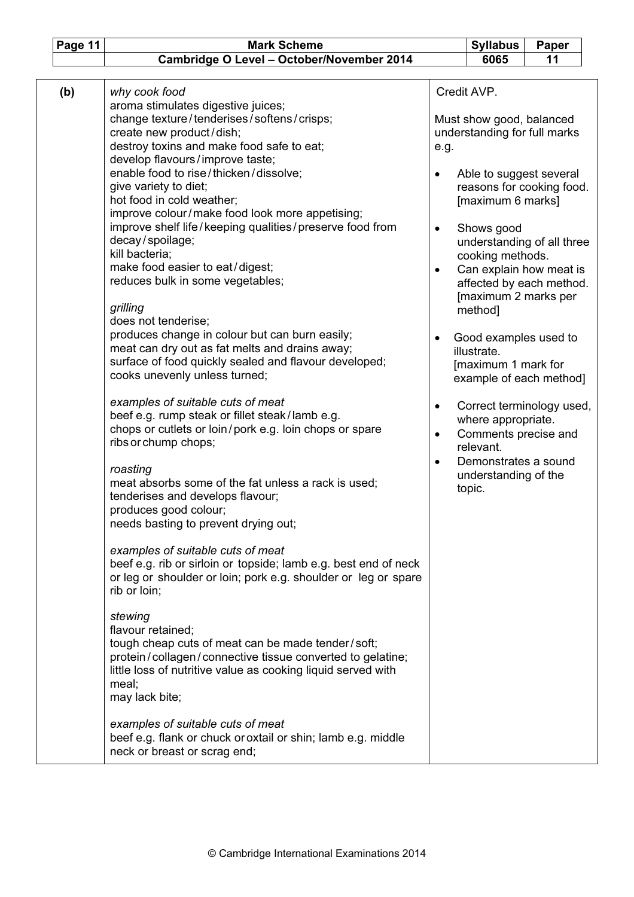| | | |
|---|---|---|
| (b) | *why cook food*<br>aroma stimulates digestive juices;<br>change texture / tenderises / softens / crisps;<br>create new product / dish;<br>destroy toxins and make food safe to eat;<br>develop flavours / improve taste;<br>enable food to rise / thicken / dissolve;<br>give variety to diet;<br>hot food in cold weather;<br>improve colour / make food look more appetising;<br>improve shelf life / keeping qualities / preserve food from decay / spoilage;<br>kill bacteria;<br>make food easier to eat / digest;<br>reduces bulk in some vegetables;<br><br>*grilling*<br>does not tenderise;<br>produces change in colour but can burn easily;<br>meat can dry out as fat melts and drains away;<br>surface of food quickly sealed and flavour developed;<br>cooks unevenly unless turned;<br><br>*examples of suitable cuts of meat*<br>beef e.g. rump steak or fillet steak / lamb e.g. chops or cutlets or loin / pork e.g. loin chops or spare ribs or chump chops;<br><br>*roasting*<br>meat absorbs some of the fat unless a rack is used;<br>tenderises and develops flavour;<br>produces good colour;<br>needs basting to prevent drying out;<br><br>*examples of suitable cuts of meat*<br>beef e.g. rib or sirloin or topside; lamb e.g. best end of neck or leg or shoulder or loin; pork e.g. shoulder or leg or spare rib or loin;<br><br>*stewing*<br>flavour retained;<br>tough cheap cuts of meat can be made tender / soft;<br>protein / collagen / connective tissue converted to gelatine;<br>little loss of nutritive value as cooking liquid served with meal;<br>may lack bite;<br><br>*examples of suitable cuts of meat*<br>beef e.g. flank or chuck or oxtail or shin; lamb e.g. middle neck or breast or scrag end; | Credit AVP.<br><br>Must show good, balanced understanding for full marks e.g.<br><br>• Able to suggest several reasons for cooking food. [maximum 6 marks]<br><br>• Shows good understanding of all three cooking methods.<br>• Can explain how meat is affected by each method. [maximum 2 marks per method]<br><br>• Good examples used to illustrate. [maximum 1 mark for example of each method]<br><br>• Correct terminology used, where appropriate.<br>• Comments precise and relevant.<br>• Demonstrates a sound understanding of the topic. |